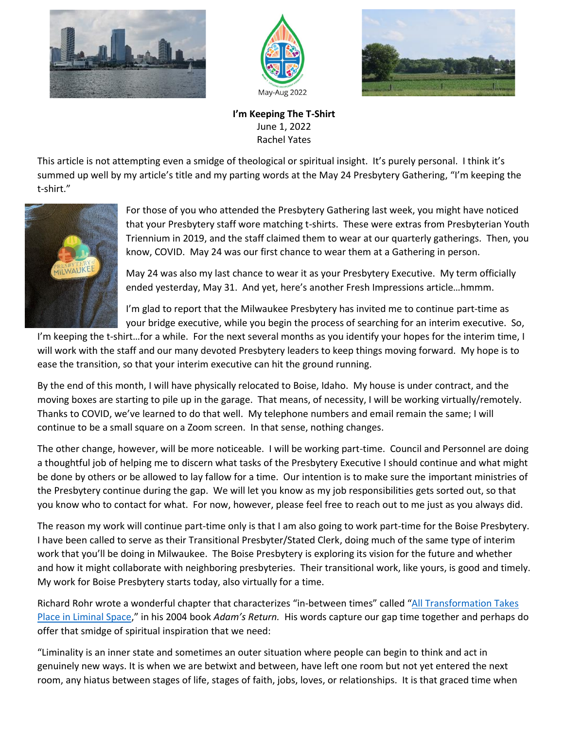May-Aug 2022

**I'm Keeping The T-Shirt**
June 1, 2022
Rachel Yates

This article is not attempting even a smidge of theological or spiritual insight. It's purely personal. I think it's summed up well by my article's title and my parting words at the May 24 Presbytery Gathering, "I'm keeping the t-shirt."

For those of you who attended the Presbytery Gathering last week, you might have noticed that your Presbytery staff wore matching t-shirts. These were extras from Presbyterian Youth Triennium in 2019, and the staff claimed them to wear at our quarterly gatherings. Then, you know, COVID. May 24 was our first chance to wear them at a Gathering in person.

May 24 was also my last chance to wear it as your Presbytery Executive. My term officially ended yesterday, May 31. And yet, here's another Fresh Impressions article…hmmm.

I'm glad to report that the Milwaukee Presbytery has invited me to continue part-time as your bridge executive, while you begin the process of searching for an interim executive. So, I'm keeping the t-shirt…for a while. For the next several months as you identify your hopes for the interim time, I will work with the staff and our many devoted Presbytery leaders to keep things moving forward. My hope is to ease the transition, so that your interim executive can hit the ground running.

By the end of this month, I will have physically relocated to Boise, Idaho. My house is under contract, and the moving boxes are starting to pile up in the garage. That means, of necessity, I will be working virtually/remotely. Thanks to COVID, we've learned to do that well. My telephone numbers and email remain the same; I will continue to be a small square on a Zoom screen. In that sense, nothing changes.

The other change, however, will be more noticeable. I will be working part-time. Council and Personnel are doing a thoughtful job of helping me to discern what tasks of the Presbytery Executive I should continue and what might be done by others or be allowed to lay fallow for a time. Our intention is to make sure the important ministries of the Presbytery continue during the gap. We will let you know as my job responsibilities gets sorted out, so that you know who to contact for what. For now, however, please feel free to reach out to me just as you always did.

The reason my work will continue part-time only is that I am also going to work part-time for the Boise Presbytery. I have been called to serve as their Transitional Presbyter/Stated Clerk, doing much of the same type of interim work that you'll be doing in Milwaukee. The Boise Presbytery is exploring its vision for the future and whether and how it might collaborate with neighboring presbyteries. Their transitional work, like yours, is good and timely. My work for Boise Presbytery starts today, also virtually for a time.

Richard Rohr wrote a wonderful chapter that characterizes "in-between times" called "All Transformation Takes Place in Liminal Space," in his 2004 book *Adam's Return.* His words capture our gap time together and perhaps do offer that smidge of spiritual inspiration that we need:

"Liminality is an inner state and sometimes an outer situation where people can begin to think and act in genuinely new ways. It is when we are betwixt and between, have left one room but not yet entered the next room, any hiatus between stages of life, stages of faith, jobs, loves, or relationships. It is that graced time when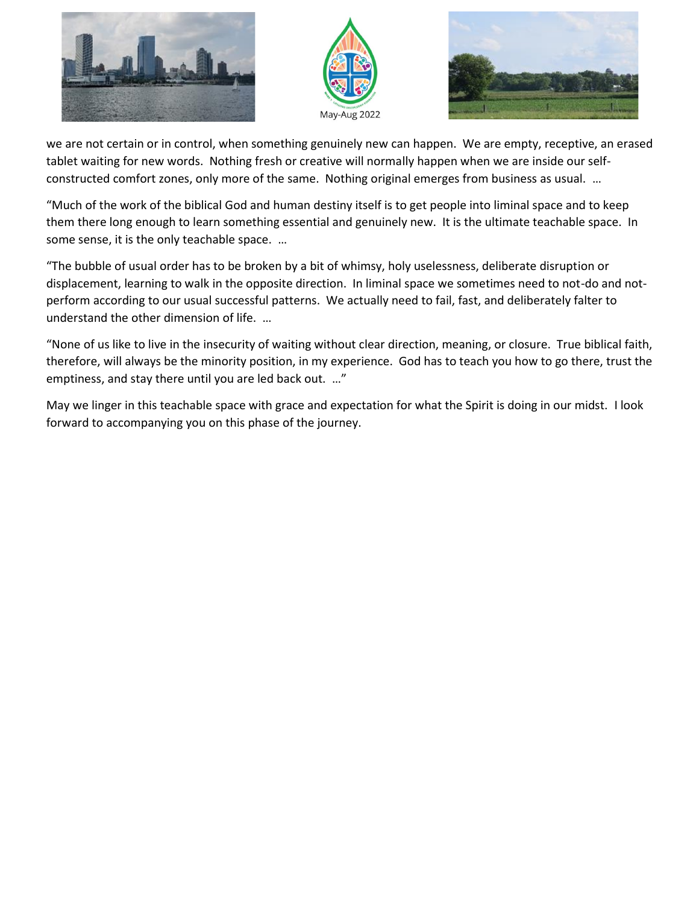May-Aug 2022

we are not certain or in control, when something genuinely new can happen. We are empty, receptive, an erased tablet waiting for new words. Nothing fresh or creative will normally happen when we are inside our self-constructed comfort zones, only more of the same. Nothing original emerges from business as usual. …

"Much of the work of the biblical God and human destiny itself is to get people into liminal space and to keep them there long enough to learn something essential and genuinely new. It is the ultimate teachable space. In some sense, it is the only teachable space. …

"The bubble of usual order has to be broken by a bit of whimsy, holy uselessness, deliberate disruption or displacement, learning to walk in the opposite direction. In liminal space we sometimes need to not-do and not-perform according to our usual successful patterns. We actually need to fail, fast, and deliberately falter to understand the other dimension of life. …

"None of us like to live in the insecurity of waiting without clear direction, meaning, or closure. True biblical faith, therefore, will always be the minority position, in my experience. God has to teach you how to go there, trust the emptiness, and stay there until you are led back out. …"

May we linger in this teachable space with grace and expectation for what the Spirit is doing in our midst. I look forward to accompanying you on this phase of the journey.